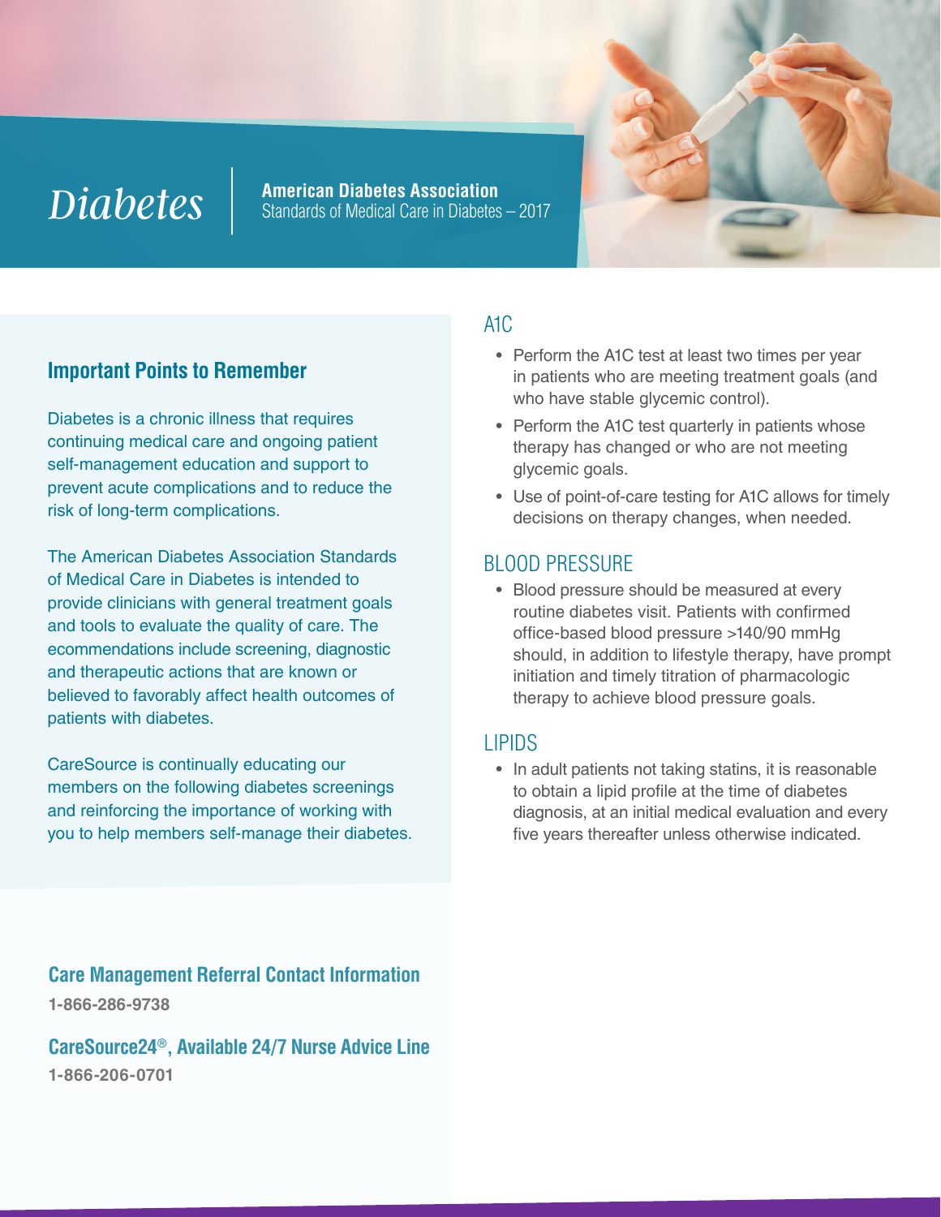# Diabetes

**American Diabetes Association**
Standards of Medical Care in Diabetes – 2017

## Important Points to Remember

Diabetes is a chronic illness that requires continuing medical care and ongoing patient self-management education and support to prevent acute complications and to reduce the risk of long-term complications.

The American Diabetes Association Standards of Medical Care in Diabetes is intended to provide clinicians with general treatment goals and tools to evaluate the quality of care. The ecommendations include screening, diagnostic and therapeutic actions that are known or believed to favorably affect health outcomes of patients with diabetes.

CareSource is continually educating our members on the following diabetes screenings and reinforcing the importance of working with you to help members self-manage their diabetes.

## A1C

- Perform the A1C test at least two times per year in patients who are meeting treatment goals (and who have stable glycemic control).
- Perform the A1C test quarterly in patients whose therapy has changed or who are not meeting glycemic goals.
- Use of point-of-care testing for A1C allows for timely decisions on therapy changes, when needed.

## BLOOD PRESSURE

- Blood pressure should be measured at every routine diabetes visit. Patients with confirmed office-based blood pressure >140/90 mmHg should, in addition to lifestyle therapy, have prompt initiation and timely titration of pharmacologic therapy to achieve blood pressure goals.

## LIPIDS

- In adult patients not taking statins, it is reasonable to obtain a lipid profile at the time of diabetes diagnosis, at an initial medical evaluation and every five years thereafter unless otherwise indicated.

### Care Management Referral Contact Information

**1-866-286-9738**

### CareSource24®, Available 24/7 Nurse Advice Line

**1-866-206-0701**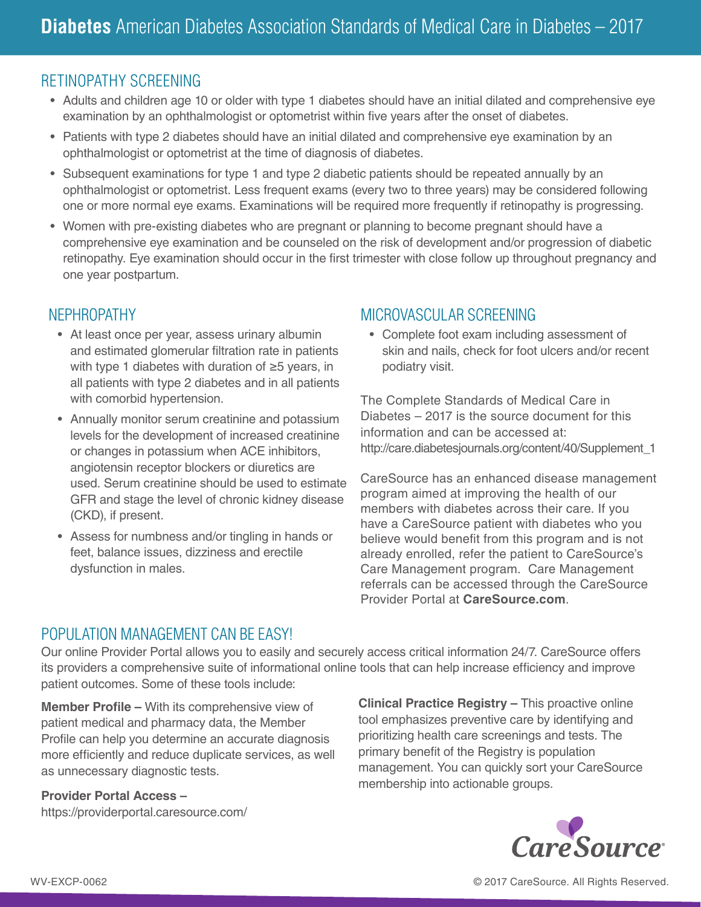# **Diabetes** American Diabetes Association Standards of Medical Care in Diabetes – 2017

## RETINOPATHY SCREENING

- Adults and children age 10 or older with type 1 diabetes should have an initial dilated and comprehensive eye examination by an ophthalmologist or optometrist within five years after the onset of diabetes.
- Patients with type 2 diabetes should have an initial dilated and comprehensive eye examination by an ophthalmologist or optometrist at the time of diagnosis of diabetes.
- Subsequent examinations for type 1 and type 2 diabetic patients should be repeated annually by an ophthalmologist or optometrist. Less frequent exams (every two to three years) may be considered following one or more normal eye exams. Examinations will be required more frequently if retinopathy is progressing.
- Women with pre-existing diabetes who are pregnant or planning to become pregnant should have a comprehensive eye examination and be counseled on the risk of development and/or progression of diabetic retinopathy. Eye examination should occur in the first trimester with close follow up throughout pregnancy and one year postpartum.

## NEPHROPATHY

- At least once per year, assess urinary albumin and estimated glomerular filtration rate in patients with type 1 diabetes with duration of ≥5 years, in all patients with type 2 diabetes and in all patients with comorbid hypertension.
- Annually monitor serum creatinine and potassium levels for the development of increased creatinine or changes in potassium when ACE inhibitors, angiotensin receptor blockers or diuretics are used. Serum creatinine should be used to estimate GFR and stage the level of chronic kidney disease (CKD), if present.
- Assess for numbness and/or tingling in hands or feet, balance issues, dizziness and erectile dysfunction in males.

## MICROVASCULAR SCREENING

- Complete foot exam including assessment of skin and nails, check for foot ulcers and/or recent podiatry visit.

The Complete Standards of Medical Care in Diabetes – 2017 is the source document for this information and can be accessed at: http://care.diabetesjournals.org/content/40/Supplement_1

CareSource has an enhanced disease management program aimed at improving the health of our members with diabetes across their care. If you have a CareSource patient with diabetes who you believe would benefit from this program and is not already enrolled, refer the patient to CareSource's Care Management program. Care Management referrals can be accessed through the CareSource Provider Portal at **CareSource.com**.

## POPULATION MANAGEMENT CAN BE EASY!

Our online Provider Portal allows you to easily and securely access critical information 24/7. CareSource offers its providers a comprehensive suite of informational online tools that can help increase efficiency and improve patient outcomes. Some of these tools include:

**Member Profile –** With its comprehensive view of patient medical and pharmacy data, the Member Profile can help you determine an accurate diagnosis more efficiently and reduce duplicate services, as well as unnecessary diagnostic tests.

**Provider Portal Access –**
https://providerportal.caresource.com/

**Clinical Practice Registry –** This proactive online tool emphasizes preventive care by identifying and prioritizing health care screenings and tests. The primary benefit of the Registry is population management. You can quickly sort your CareSource membership into actionable groups.

CareSource®

WV-EXCP-0062

© 2017 CareSource. All Rights Reserved.